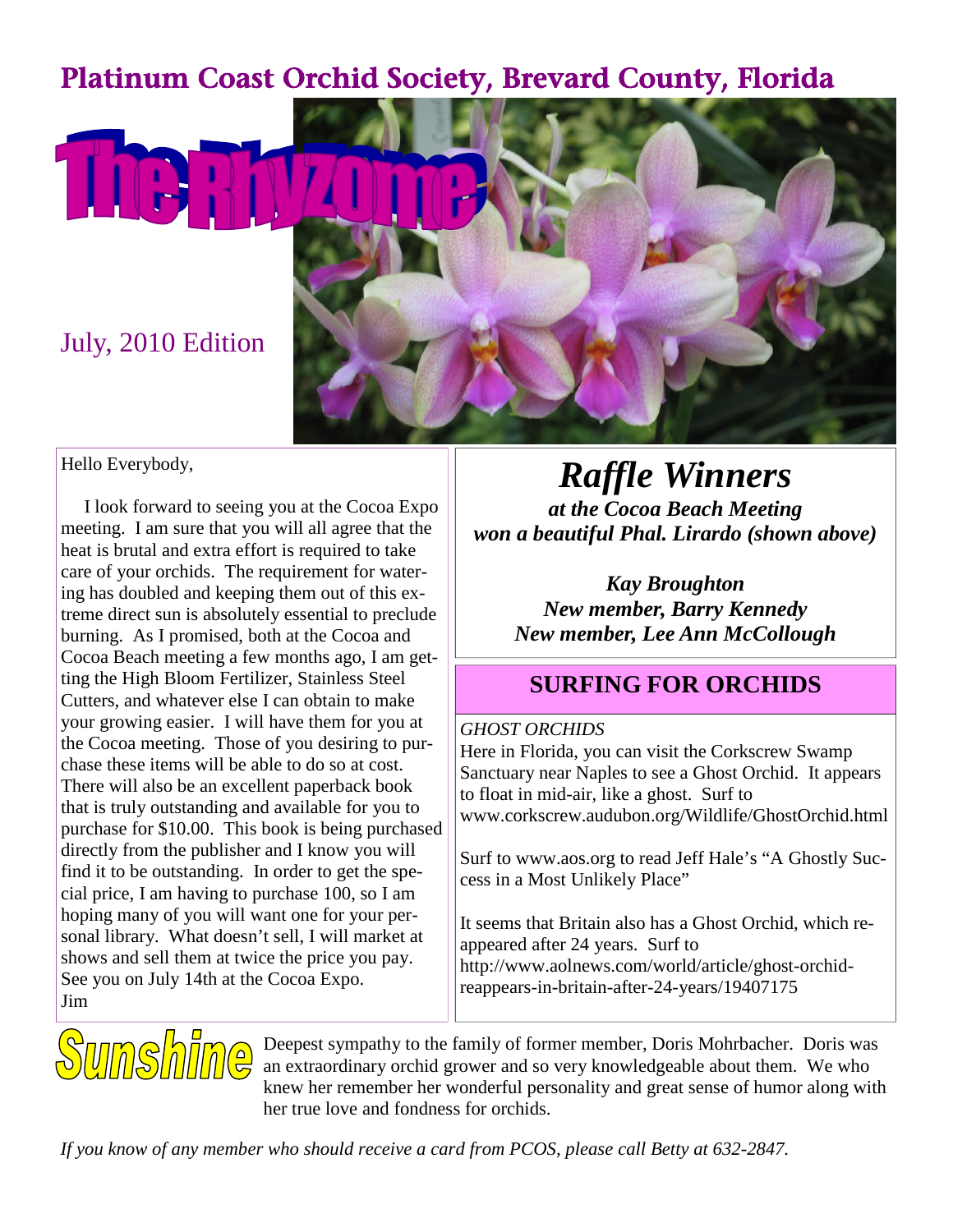# Platinum Coast Orchid Society, Brevard County, Florida

# The Rhyzome

July, 2010 Edition

Hello Everybody,

I look forward to seeing you at the Cocoa Expo meeting. I am sure that you will all agree that the heat is brutal and extra effort is required to take care of your orchids. The requirement for watering has doubled and keeping them out of this extreme direct sun is absolutely essential to preclude burning. As I promised, both at the Cocoa and Cocoa Beach meeting a few months ago, I am getting the High Bloom Fertilizer, Stainless Steel Cutters, and whatever else I can obtain to make your growing easier. I will have them for you at the Cocoa meeting. Those of you desiring to purchase these items will be able to do so at cost. There will also be an excellent paperback book that is truly outstanding and available for you to purchase for $10.00. This book is being purchased directly from the publisher and I know you will find it to be outstanding. In order to get the special price, I am having to purchase 100, so I am hoping many of you will want one for your personal library. What doesn't sell, I will market at shows and sell them at twice the price you pay. See you on July 14th at the Cocoa Expo.
Jim

## *Raffle Winners*

***at the Cocoa Beach Meeting won a beautiful Phal. Lirardo (shown above)***

***Kay Broughton***
***New member, Barry Kennedy***
***New member, Lee Ann McCollough***

## SURFING FOR ORCHIDS

*GHOST ORCHIDS*

Here in Florida, you can visit the Corkscrew Swamp Sanctuary near Naples to see a Ghost Orchid. It appears to float in mid-air, like a ghost. Surf to www.corkscrew.audubon.org/Wildlife/GhostOrchid.html

Surf to www.aos.org to read Jeff Hale's "A Ghostly Success in a Most Unlikely Place"

It seems that Britain also has a Ghost Orchid, which reappeared after 24 years. Surf to http://www.aolnews.com/world/article/ghost-orchid-reappears-in-britain-after-24-years/19407175

## Sunshine

Deepest sympathy to the family of former member, Doris Mohrbacher. Doris was an extraordinary orchid grower and so very knowledgeable about them. We who knew her remember her wonderful personality and great sense of humor along with her true love and fondness for orchids.

*If you know of any member who should receive a card from PCOS, please call Betty at 632-2847.*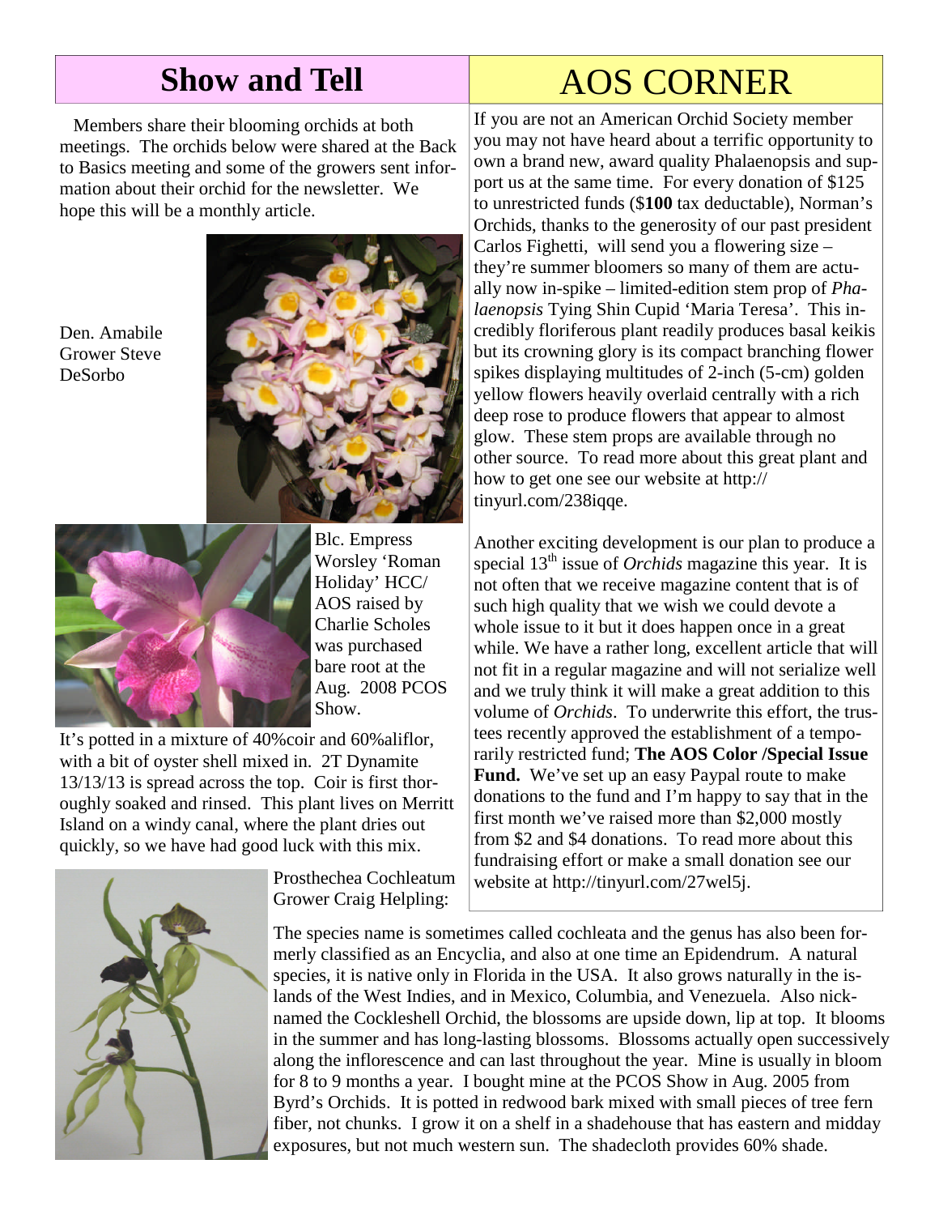## Show and Tell

Members share their blooming orchids at both meetings. The orchids below were shared at the Back to Basics meeting and some of the growers sent information about their orchid for the newsletter. We hope this will be a monthly article.

Den. Amabile Grower Steve DeSorbo

Blc. Empress Worsley 'Roman Holiday' HCC/AOS raised by Charlie Scholes was purchased bare root at the Aug. 2008 PCOS Show.

It's potted in a mixture of 40%coir and 60%aliflor, with a bit of oyster shell mixed in. 2T Dynamite 13/13/13 is spread across the top. Coir is first thoroughly soaked and rinsed. This plant lives on Merritt Island on a windy canal, where the plant dries out quickly, so we have had good luck with this mix.

Prosthechea Cochleatum Grower Craig Helpling:

The species name is sometimes called cochleata and the genus has also been formerly classified as an Encyclia, and also at one time an Epidendrum. A natural species, it is native only in Florida in the USA. It also grows naturally in the islands of the West Indies, and in Mexico, Columbia, and Venezuela. Also nicknamed the Cockleshell Orchid, the blossoms are upside down, lip at top. It blooms in the summer and has long-lasting blossoms. Blossoms actually open successively along the inflorescence and can last throughout the year. Mine is usually in bloom for 8 to 9 months a year. I bought mine at the PCOS Show in Aug. 2005 from Byrd's Orchids. It is potted in redwood bark mixed with small pieces of tree fern fiber, not chunks. I grow it on a shelf in a shadehouse that has eastern and midday exposures, but not much western sun. The shadecloth provides 60% shade.

## AOS CORNER

If you are not an American Orchid Society member you may not have heard about a terrific opportunity to own a brand new, award quality Phalaenopsis and support us at the same time. For every donation of $125 to unrestricted funds ($**100** tax deductable), Norman's Orchids, thanks to the generosity of our past president Carlos Fighetti, will send you a flowering size – they're summer bloomers so many of them are actually now in-spike – limited-edition stem prop of *Phalaenopsis* Tying Shin Cupid 'Maria Teresa'. This incredibly floriferous plant readily produces basal keikis but its crowning glory is its compact branching flower spikes displaying multitudes of 2-inch (5-cm) golden yellow flowers heavily overlaid centrally with a rich deep rose to produce flowers that appear to almost glow. These stem props are available through no other source. To read more about this great plant and how to get one see our website at http://tinyurl.com/238iqqe.

Another exciting development is our plan to produce a special 13th issue of *Orchids* magazine this year. It is not often that we receive magazine content that is of such high quality that we wish we could devote a whole issue to it but it does happen once in a great while. We have a rather long, excellent article that will not fit in a regular magazine and will not serialize well and we truly think it will make a great addition to this volume of *Orchids*. To underwrite this effort, the trustees recently approved the establishment of a temporarily restricted fund; **The AOS Color /Special Issue Fund.** We've set up an easy Paypal route to make donations to the fund and I'm happy to say that in the first month we've raised more than $2,000 mostly from $2 and $4 donations. To read more about this fundraising effort or make a small donation see our website at http://tinyurl.com/27wel5j.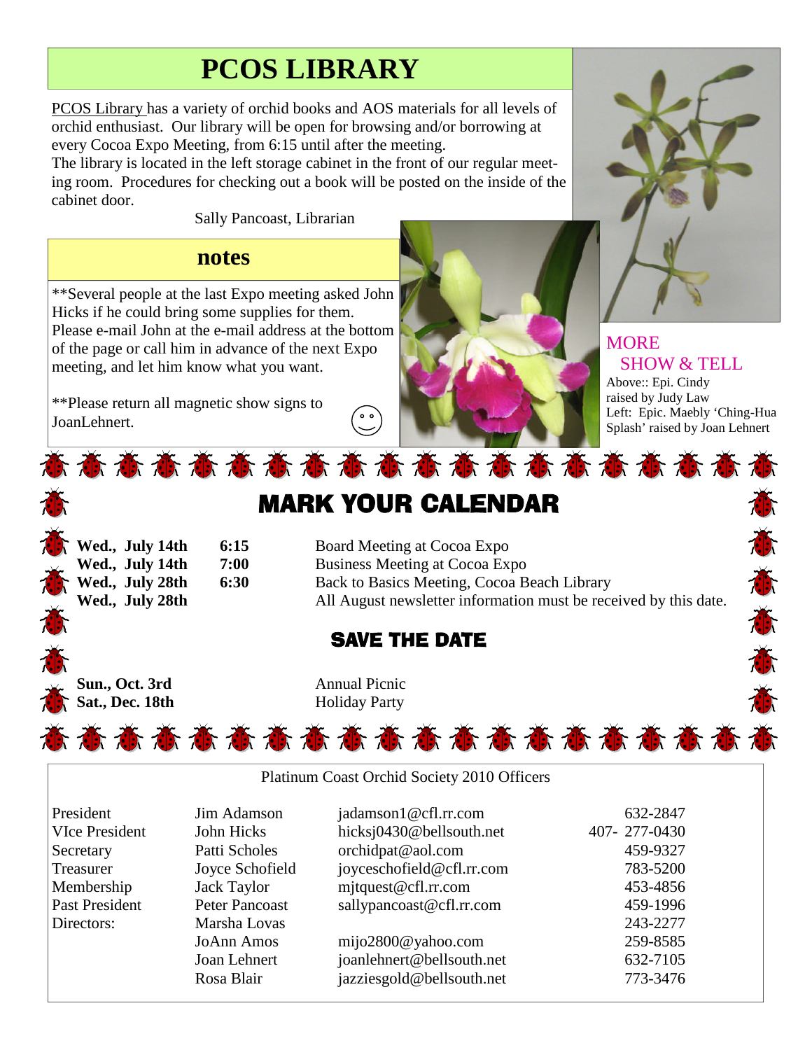# PCOS LIBRARY

PCOS Library has a variety of orchid books and AOS materials for all levels of orchid enthusiast. Our library will be open for browsing and/or borrowing at every Cocoa Expo Meeting, from 6:15 until after the meeting.
The library is located in the left storage cabinet in the front of our regular meeting room. Procedures for checking out a book will be posted on the inside of the cabinet door.

Sally Pancoast, Librarian

## notes

**Several people at the last Expo meeting asked John Hicks if he could bring some supplies for them. Please e-mail John at the e-mail address at the bottom of the page or call him in advance of the next Expo meeting, and let him know what you want.

**Please return all magnetic show signs to JoanLehnert.

MORE SHOW & TELL

Above:: Epi. Cindy raised by Judy Law
Left: Epic. Maebly 'Ching-Hua Splash' raised by Joan Lehnert

## MARK YOUR CALENDAR

| | | |
|---|---|---|
| **Wed., July 14th** | **6:15** | Board Meeting at Cocoa Expo |
| **Wed., July 14th** | **7:00** | Business Meeting at Cocoa Expo |
| **Wed., July 28th** | **6:30** | Back to Basics Meeting, Cocoa Beach Library |
| **Wed., July 28th** | | All August newsletter information must be received by this date. |

### SAVE THE DATE

| | |
|---|---|
| **Sun., Oct. 3rd** | Annual Picnic |
| **Sat., Dec. 18th** | Holiday Party |

Platinum Coast Orchid Society 2010 Officers

| | | | |
|---|---|---|---|
| President | Jim Adamson | jadamson1@cfl.rr.com | 632-2847 |
| VIce President | John Hicks | hicksj0430@bellsouth.net | 407- 277-0430 |
| Secretary | Patti Scholes | orchidpat@aol.com | 459-9327 |
| Treasurer | Joyce Schofield | joyceschofield@cfl.rr.com | 783-5200 |
| Membership | Jack Taylor | mjtquest@cfl.rr.com | 453-4856 |
| Past President | Peter Pancoast | sallypancoast@cfl.rr.com | 459-1996 |
| Directors: | Marsha Lovas | | 243-2277 |
| | JoAnn Amos | mijo2800@yahoo.com | 259-8585 |
| | Joan Lehnert | joanlehnert@bellsouth.net | 632-7105 |
| | Rosa Blair | jazziesgold@bellsouth.net | 773-3476 |